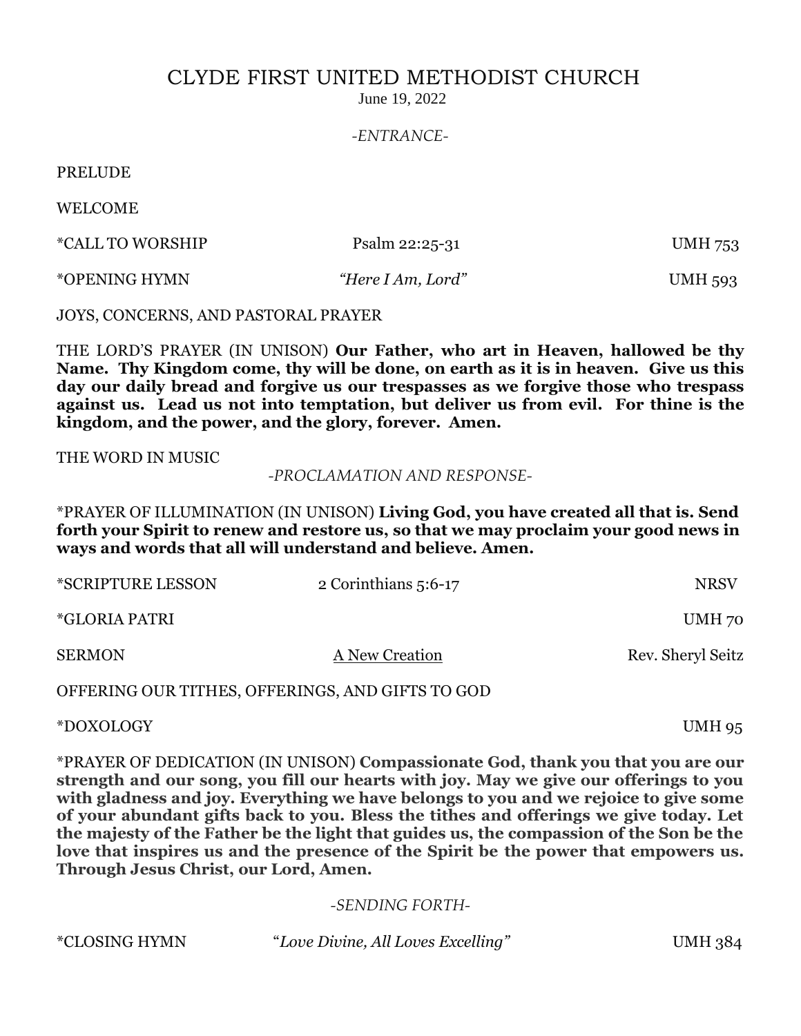# CLYDE FIRST UNITED METHODIST CHURCH

June 19, 2022

*-ENTRANCE-*

PRELUDE

WELCOME

*CALL TO WORSHIP Psalm 22:25-31 UMH 753

*OPENING HYMN *"Here I Am, Lord"* UMH 593

JOYS, CONCERNS, AND PASTORAL PRAYER

THE LORD'S PRAYER (IN UNISON) **Our Father, who art in Heaven, hallowed be thy Name. Thy Kingdom come, thy will be done, on earth as it is in heaven. Give us this day our daily bread and forgive us our trespasses as we forgive those who trespass against us. Lead us not into temptation, but deliver us from evil. For thine is the kingdom, and the power, and the glory, forever. Amen.**

THE WORD IN MUSIC

*-PROCLAMATION AND RESPONSE-*

*PRAYER OF ILLUMINATION (IN UNISON) **Living God, you have created all that is. Send forth your Spirit to renew and restore us, so that we may proclaim your good news in ways and words that all will understand and believe. Amen.**

*SCRIPTURE LESSON 2 Corinthians 5:6-17 NRSV

*GLORIA PATRI UMH 70

SERMON A New Creation Rev. Sheryl Seitz

OFFERING OUR TITHES, OFFERINGS, AND GIFTS TO GOD

*DOXOLOGY UMH 95

*PRAYER OF DEDICATION (IN UNISON) **Compassionate God, thank you that you are our strength and our song, you fill our hearts with joy. May we give our offerings to you with gladness and joy. Everything we have belongs to you and we rejoice to give some of your abundant gifts back to you. Bless the tithes and offerings we give today. Let the majesty of the Father be the light that guides us, the compassion of the Son be the love that inspires us and the presence of the Spirit be the power that empowers us. Through Jesus Christ, our Lord, Amen.**

*-SENDING FORTH-*

*CLOSING HYMN *"Love Divine, All Loves Excelling"* UMH 384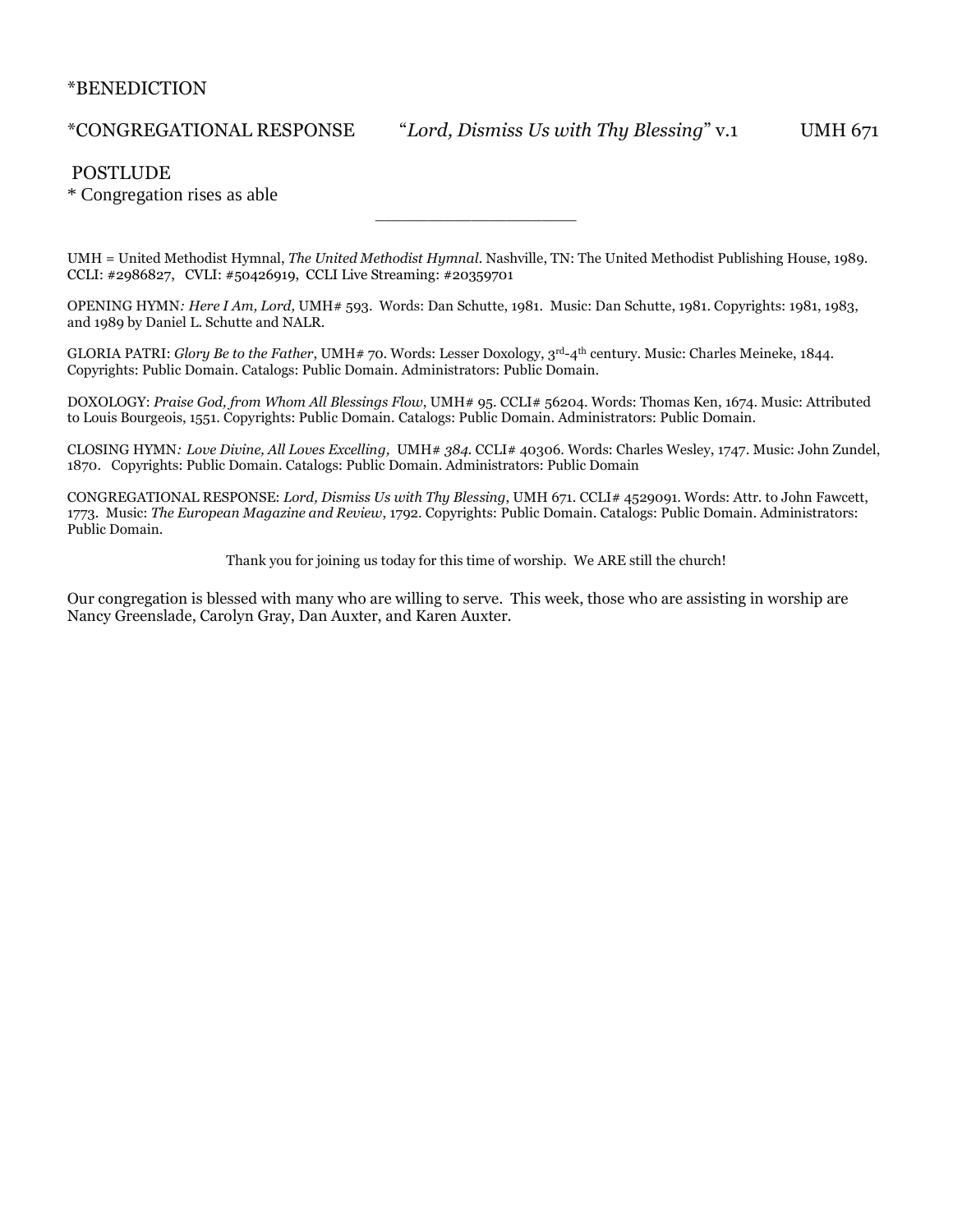\*BENEDICTION

\*CONGREGATIONAL RESPONSE "*Lord, Dismiss Us with Thy Blessing*" v.1 UMH 671

POSTLUDE

\* Congregation rises as able

---

UMH = United Methodist Hymnal, *The United Methodist Hymnal*. Nashville, TN: The United Methodist Publishing House, 1989. CCLI: #2986827, CVLI: #50426919, CCLI Live Streaming: #20359701

OPENING HYMN*: Here I Am, Lord,* UMH# 593. Words: Dan Schutte, 1981. Music: Dan Schutte, 1981. Copyrights: 1981, 1983, and 1989 by Daniel L. Schutte and NALR.

GLORIA PATRI: *Glory Be to the Father*, UMH# 70. Words: Lesser Doxology, 3rd-4th century. Music: Charles Meineke, 1844. Copyrights: Public Domain. Catalogs: Public Domain. Administrators: Public Domain.

DOXOLOGY: *Praise God, from Whom All Blessings Flow*, UMH# 95. CCLI# 56204. Words: Thomas Ken, 1674. Music: Attributed to Louis Bourgeois, 1551. Copyrights: Public Domain. Catalogs: Public Domain. Administrators: Public Domain.

CLOSING HYMN*: Love Divine, All Loves Excelling,* UMH# *384.* CCLI# 40306. Words: Charles Wesley, 1747. Music: John Zundel, 1870. Copyrights: Public Domain. Catalogs: Public Domain. Administrators: Public Domain

CONGREGATIONAL RESPONSE: *Lord, Dismiss Us with Thy Blessing*, UMH 671. CCLI# 4529091. Words: Attr. to John Fawcett, 1773. Music: *The European Magazine and Review*, 1792. Copyrights: Public Domain. Catalogs: Public Domain. Administrators: Public Domain.

Thank you for joining us today for this time of worship. We ARE still the church!

Our congregation is blessed with many who are willing to serve. This week, those who are assisting in worship are Nancy Greenslade, Carolyn Gray, Dan Auxter, and Karen Auxter.